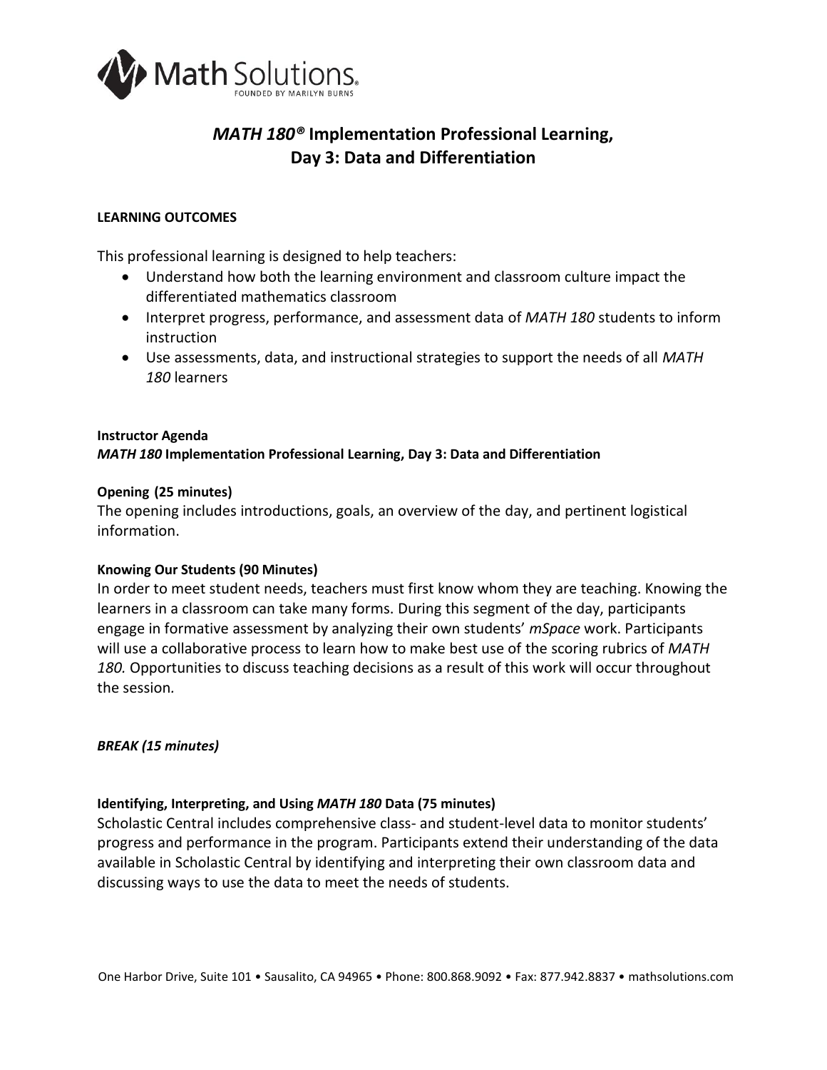Math Solutions.
FOUNDED BY MARILYN BURNS

# *MATH 180®* Implementation Professional Learning, Day 3: Data and Differentiation

**LEARNING OUTCOMES**

This professional learning is designed to help teachers:

- Understand how both the learning environment and classroom culture impact the differentiated mathematics classroom
- Interpret progress, performance, and assessment data of *MATH 180* students to inform instruction
- Use assessments, data, and instructional strategies to support the needs of all *MATH 180* learners

**Instructor Agenda**
***MATH 180* Implementation Professional Learning, Day 3: Data and Differentiation**

**Opening (25 minutes)**
The opening includes introductions, goals, an overview of the day, and pertinent logistical information.

**Knowing Our Students (90 Minutes)**
In order to meet student needs, teachers must first know whom they are teaching. Knowing the learners in a classroom can take many forms. During this segment of the day, participants engage in formative assessment by analyzing their own students' *mSpace* work. Participants will use a collaborative process to learn how to make best use of the scoring rubrics of *MATH 180.* Opportunities to discuss teaching decisions as a result of this work will occur throughout the session.

***BREAK (15 minutes)***

**Identifying, Interpreting, and Using *MATH 180* Data (75 minutes)**
Scholastic Central includes comprehensive class- and student-level data to monitor students' progress and performance in the program. Participants extend their understanding of the data available in Scholastic Central by identifying and interpreting their own classroom data and discussing ways to use the data to meet the needs of students.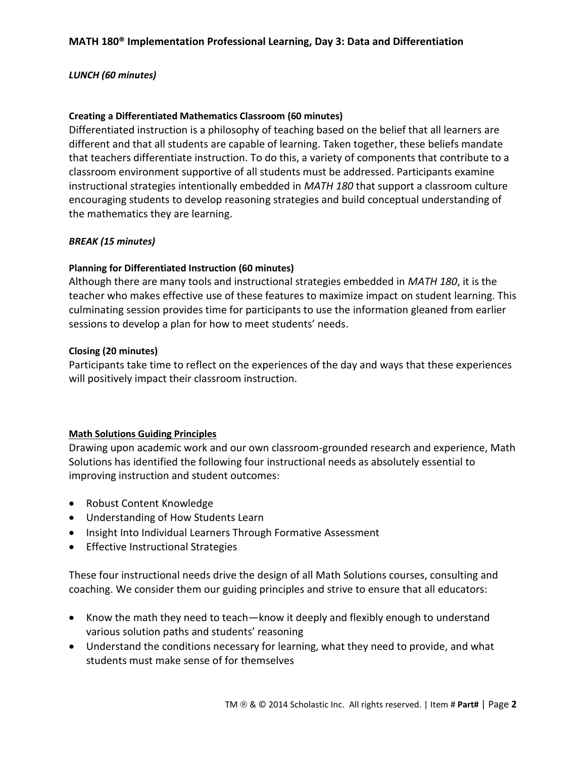*LUNCH (60 minutes)*

**Creating a Differentiated Mathematics Classroom (60 minutes)**

Differentiated instruction is a philosophy of teaching based on the belief that all learners are different and that all students are capable of learning. Taken together, these beliefs mandate that teachers differentiate instruction. To do this, a variety of components that contribute to a classroom environment supportive of all students must be addressed. Participants examine instructional strategies intentionally embedded in *MATH 180* that support a classroom culture encouraging students to develop reasoning strategies and build conceptual understanding of the mathematics they are learning.

*BREAK (15 minutes)*

**Planning for Differentiated Instruction (60 minutes)**

Although there are many tools and instructional strategies embedded in *MATH 180*, it is the teacher who makes effective use of these features to maximize impact on student learning. This culminating session provides time for participants to use the information gleaned from earlier sessions to develop a plan for how to meet students' needs.

**Closing (20 minutes)**

Participants take time to reflect on the experiences of the day and ways that these experiences will positively impact their classroom instruction.

**Math Solutions Guiding Principles**

Drawing upon academic work and our own classroom-grounded research and experience, Math Solutions has identified the following four instructional needs as absolutely essential to improving instruction and student outcomes:

- Robust Content Knowledge
- Understanding of How Students Learn
- Insight Into Individual Learners Through Formative Assessment
- Effective Instructional Strategies

These four instructional needs drive the design of all Math Solutions courses, consulting and coaching. We consider them our guiding principles and strive to ensure that all educators:

- Know the math they need to teach—know it deeply and flexibly enough to understand various solution paths and students' reasoning
- Understand the conditions necessary for learning, what they need to provide, and what students must make sense of for themselves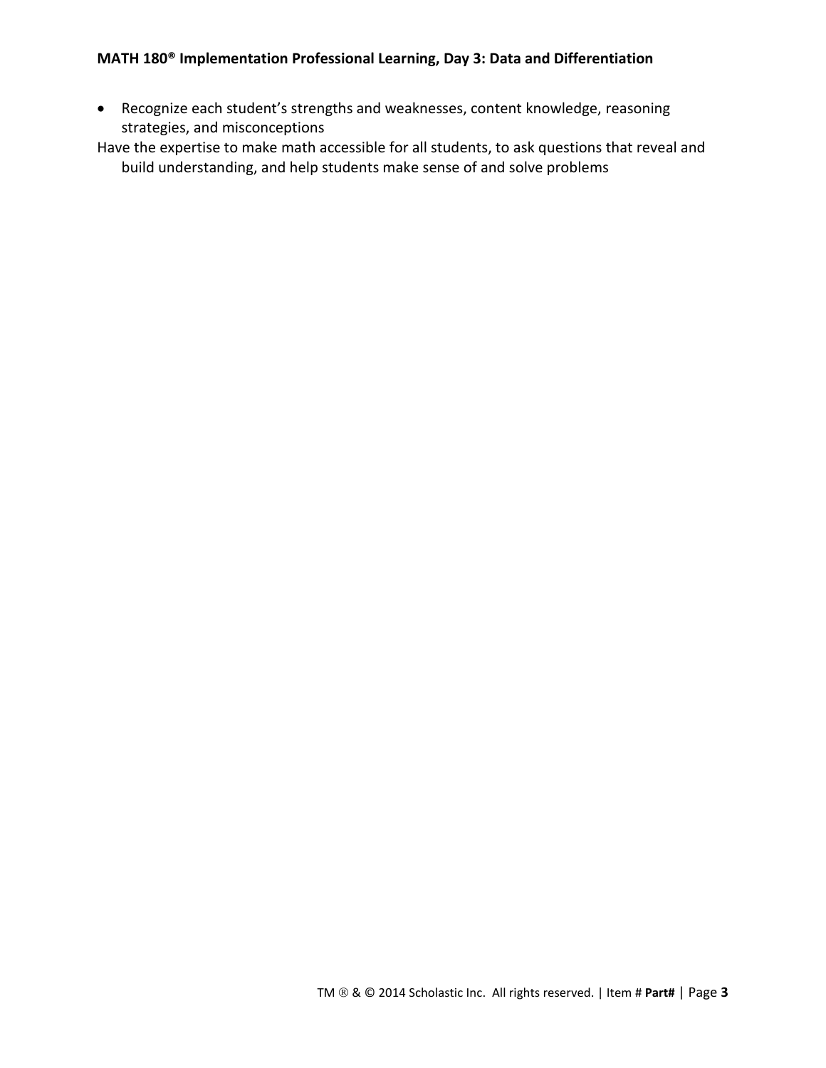- Recognize each student's strengths and weaknesses, content knowledge, reasoning strategies, and misconceptions

Have the expertise to make math accessible for all students, to ask questions that reveal and build understanding, and help students make sense of and solve problems